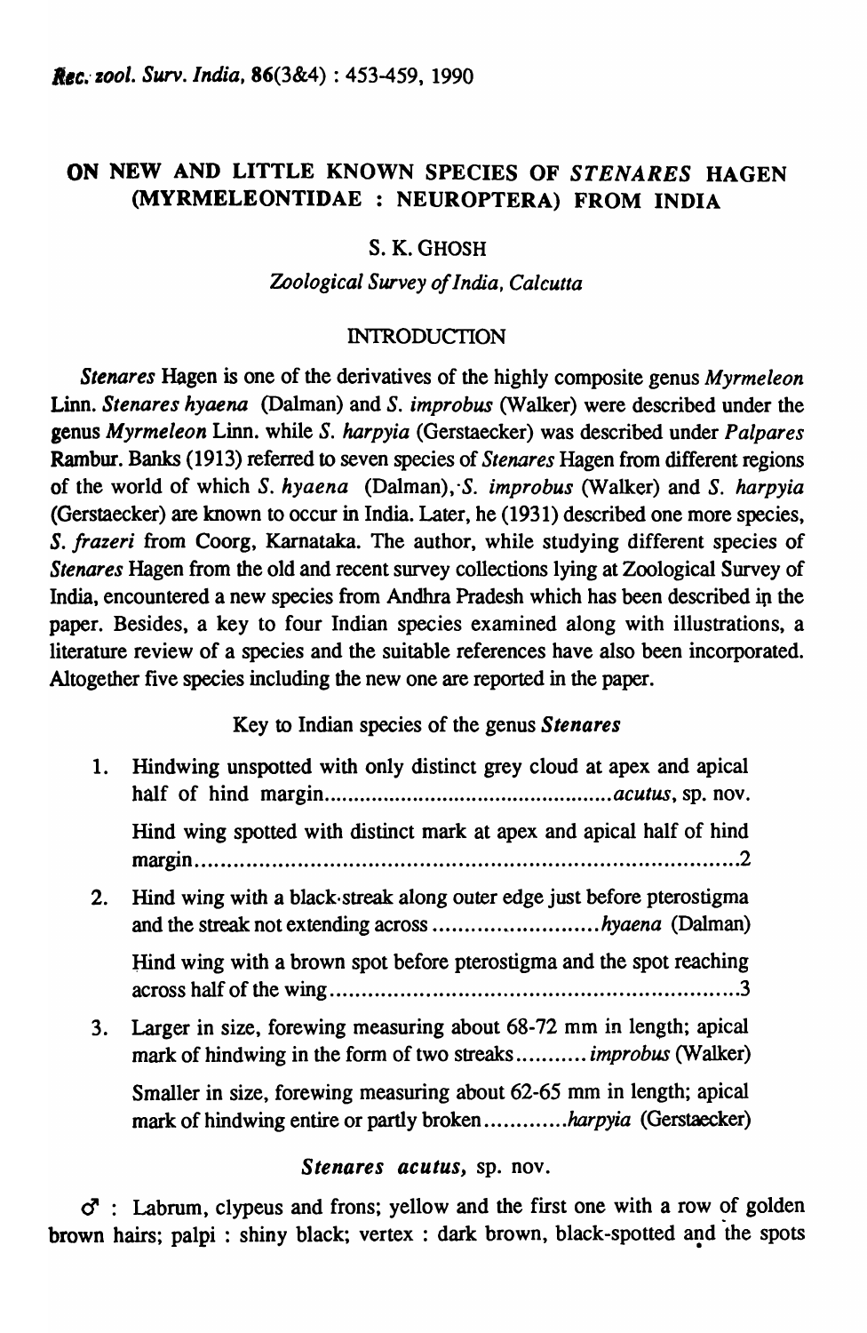# ON NEW AND LITTLE KNOWN SPECIES OF *STENARES* HAGEN (MYRMELEONTIDAE : NEUROPTERA) FROM INDIA

S. K. GHOSH

*Zoological Survey of India, Calcutta*

## INTRODUCTION

*Stenares* Hagen is one of the derivatives of the highly composite genus *Myrmeleon* Linn. *Stenares hyaena* (Dalman) and *S. improbus* (Walker) were described under the genus *Myrmeleon* Linn. while *S. harpyia* (Gerstaecker) was described under *Palpares* Rambur. Banks (1913) referred to seven species of *Stenares* Hagen from different regions of the world of which *S. hyaena* (Dalman), *S. improbus* (Walker) and *S. harpyia* (Gerstaecker) are known to occur in India. Later, he (1931) described one more species, *S. frazeri* from Coorg, Karnataka. The author, while studying different species of *Stenares* Hagen from the old and recent survey collections lying at Zoological Survey of India, encountered a new species from Andhra Pradesh which has been described in the paper. Besides, a key to four Indian species examined along with illustrations, a literature review of a species and the suitable references have also been incorporated. Altogether five species including the new one are reported in the paper.

### Key to Indian species of the genus *Stenares*

1. Hindwing unspotted with only distinct grey cloud at apex and apical half of hind margin................................................*acutus*, sp. nov.

   Hind wing spotted with distinct mark at apex and apical half of hind margin.....................................................................................2

2. Hind wing with a black streak along outer edge just before pterostigma and the streak not extending across..........................*hyaena* (Dalman)

   Hind wing with a brown spot before pterostigma and the spot reaching across half of the wing...............................................................3

3. Larger in size, forewing measuring about 68-72 mm in length; apical mark of hindwing in the form of two streaks...........*improbus* (Walker)

   Smaller in size, forewing measuring about 62-65 mm in length; apical mark of hindwing entire or partly broken.............*harpyia* (Gerstaecker)

### *Stenares acutus*, sp. nov.

♂ : Labrum, clypeus and frons; yellow and the first one with a row of golden brown hairs; palpi : shiny black; vertex : dark brown, black-spotted and the spots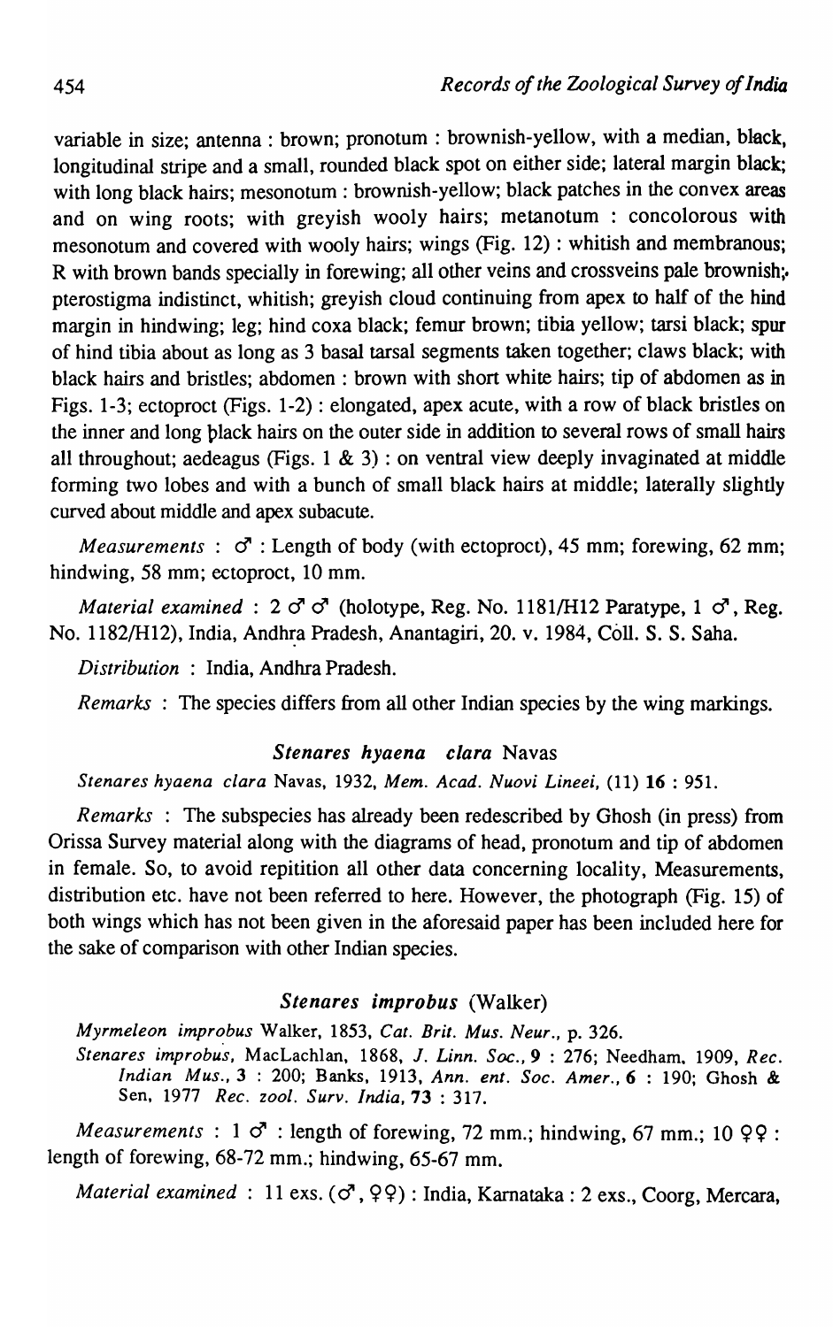variable in size; antenna : brown; pronotum : brownish-yellow, with a median, black, longitudinal stripe and a small, rounded black spot on either side; lateral margin black; with long black hairs; mesonotum : brownish-yellow; black patches in the convex areas and on wing roots; with greyish wooly hairs; metanotum : concolorous with mesonotum and covered with wooly hairs; wings (Fig. 12) : whitish and membranous; R with brown bands specially in forewing; all other veins and crossveins pale brownish;. pterostigma indistinct, whitish; greyish cloud continuing from apex to half of the hind margin in hindwing; leg; hind coxa black; femur brown; tibia yellow; tarsi black; spur of hind tibia about as long as 3 basal tarsal segments taken together; claws black; with black hairs and bristles; abdomen : brown with short white hairs; tip of abdomen as in Figs. 1-3; ectoproct (Figs. 1-2) : elongated, apex acute, with a row of black bristles on the inner and long black hairs on the outer side in addition to several rows of small hairs all throughout; aedeagus (Figs. 1 & 3) : on ventral view deeply invaginated at middle forming two lobes and with a bunch of small black hairs at middle; laterally slightly curved about middle and apex subacute.

*Measurements* : ♂ : Length of body (with ectoproct), 45 mm; forewing, 62 mm; hindwing, 58 mm; ectoproct, 10 mm.

*Material examined* : 2 ♂♂ (holotype, Reg. No. 1181/H12 Paratype, 1 ♂, Reg. No. 1182/H12), India, Andhra Pradesh, Anantagiri, 20. v. 1984, Coll. S. S. Saha.

*Distribution* : India, Andhra Pradesh.

*Remarks* : The species differs from all other Indian species by the wing markings.

### *Stenares hyaena clara* Navas

*Stenares hyaena clara* Navas, 1932, *Mem. Acad. Nuovi Lineei,* (11) **16** : 951.

*Remarks* : The subspecies has already been redescribed by Ghosh (in press) from Orissa Survey material along with the diagrams of head, pronotum and tip of abdomen in female. So, to avoid repitition all other data concerning locality, Measurements, distribution etc. have not been referred to here. However, the photograph (Fig. 15) of both wings which has not been given in the aforesaid paper has been included here for the sake of comparison with other Indian species.

### *Stenares improbus* (Walker)

*Myrmeleon improbus* Walker, 1853, *Cat. Brit. Mus. Neur.*, p. 326.

*Stenares improbus*, MacLachlan, 1868, *J. Linn. Soc.*, **9** : 276; Needham, 1909, *Rec. Indian Mus.*, **3** : 200; Banks, 1913, *Ann. ent. Soc. Amer.*, **6** : 190; Ghosh & Sen, 1977 *Rec. zool. Surv. India*, **73** : 317.

*Measurements* : 1 ♂ : length of forewing, 72 mm.; hindwing, 67 mm.; 10 ♀♀ : length of forewing, 68-72 mm.; hindwing, 65-67 mm.

*Material examined* : 11 exs. (♂, ♀♀) : India, Karnataka : 2 exs., Coorg, Mercara,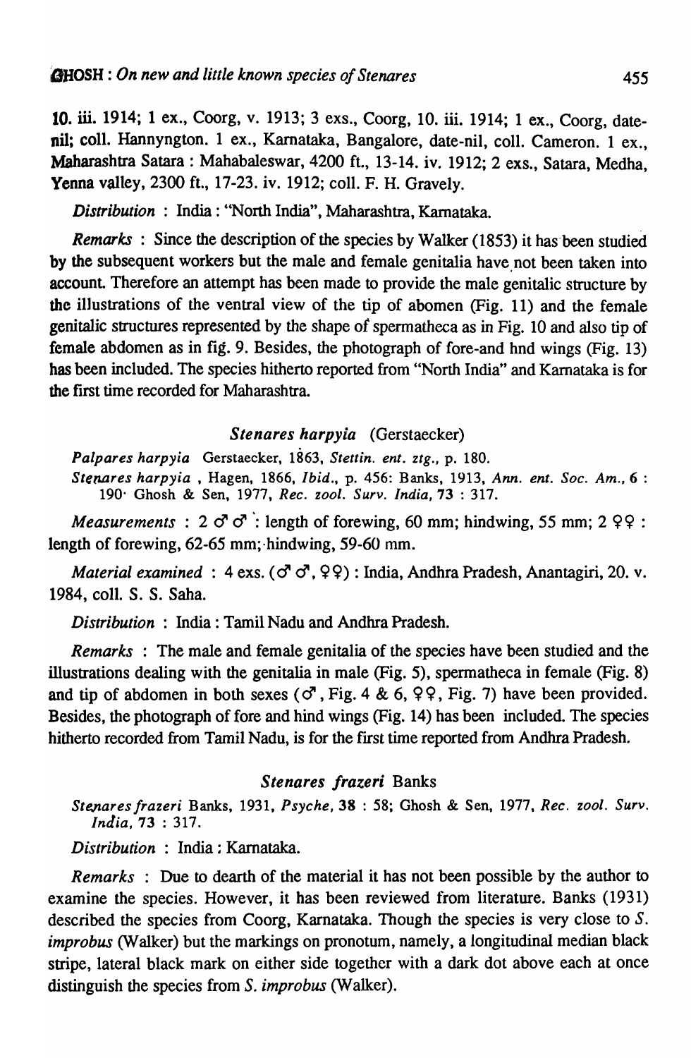10. iii. 1914; 1 ex., Coorg, v. 1913; 3 exs., Coorg, 10. iii. 1914; 1 ex., Coorg, date-nil; coll. Hannyngton. 1 ex., Karnataka, Bangalore, date-nil, coll. Cameron. 1 ex., Maharashtra Satara : Mahabaleswar, 4200 ft., 13-14. iv. 1912; 2 exs., Satara, Medha, Yenna valley, 2300 ft., 17-23. iv. 1912; coll. F. H. Gravely.

*Distribution* : India : "North India", Maharashtra, Karnataka.

*Remarks* : Since the description of the species by Walker (1853) it has been studied by the subsequent workers but the male and female genitalia have not been taken into account. Therefore an attempt has been made to provide the male genitalic structure by the illustrations of the ventral view of the tip of abomen (Fig. 11) and the female genitalic structures represented by the shape of spermatheca as in Fig. 10 and also tip of female abdomen as in fig. 9. Besides, the photograph of fore-and hnd wings (Fig. 13) has been included. The species hitherto reported from "North India" and Karnataka is for the first time recorded for Maharashtra.

### *Stenares harpyia* (Gerstaecker)

*Palpares harpyia* Gerstaecker, 1863, *Stettin. ent. ztg.*, p. 180.
*Stenares harpyia* , Hagen, 1866, *Ibid.*, p. 456: Banks, 1913, *Ann. ent. Soc. Am.*, **6** : 190· Ghosh & Sen, 1977, *Rec. zool. Surv. India*, **73** : 317.

*Measurements* : 2 ♂♂ : length of forewing, 60 mm; hindwing, 55 mm; 2 ♀♀ : length of forewing, 62-65 mm; hindwing, 59-60 mm.

*Material examined* : 4 exs. (♂♂, ♀♀) : India, Andhra Pradesh, Anantagiri, 20. v. 1984, coll. S. S. Saha.

*Distribution* : India : Tamil Nadu and Andhra Pradesh.

*Remarks* : The male and female genitalia of the species have been studied and the illustrations dealing with the genitalia in male (Fig. 5), spermatheca in female (Fig. 8) and tip of abdomen in both sexes (♂, Fig. 4 & 6, ♀♀, Fig. 7) have been provided. Besides, the photograph of fore and hind wings (Fig. 14) has been included. The species hitherto recorded from Tamil Nadu, is for the first time reported from Andhra Pradesh.

### *Stenares frazeri* Banks

*Stenares frazeri* Banks, 1931, *Psyche*, **38** : 58; Ghosh & Sen, 1977, *Rec. zool. Surv. India*, **73** : 317.

*Distribution* : India : Karnataka.

*Remarks* : Due to dearth of the material it has not been possible by the author to examine the species. However, it has been reviewed from literature. Banks (1931) described the species from Coorg, Karnataka. Though the species is very close to *S. improbus* (Walker) but the markings on pronotum, namely, a longitudinal median black stripe, lateral black mark on either side together with a dark dot above each at once distinguish the species from *S. improbus* (Walker).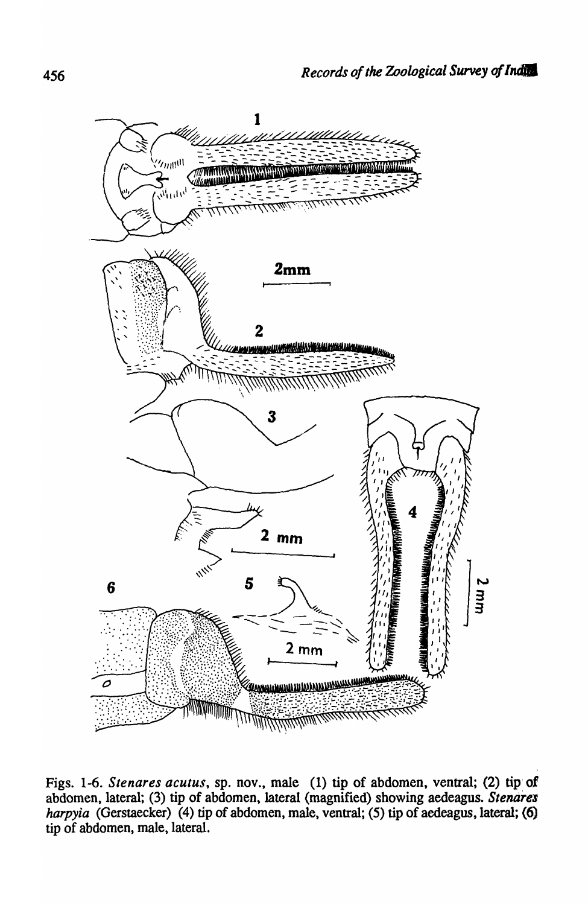Figs. 1-6. *Stenares acutus*, sp. nov., male (1) tip of abdomen, ventral; (2) tip of abdomen, lateral; (3) tip of abdomen, lateral (magnified) showing aedeagus. *Stenares harpyia* (Gerstaecker) (4) tip of abdomen, male, ventral; (5) tip of aedeagus, lateral; (6) tip of abdomen, male, lateral.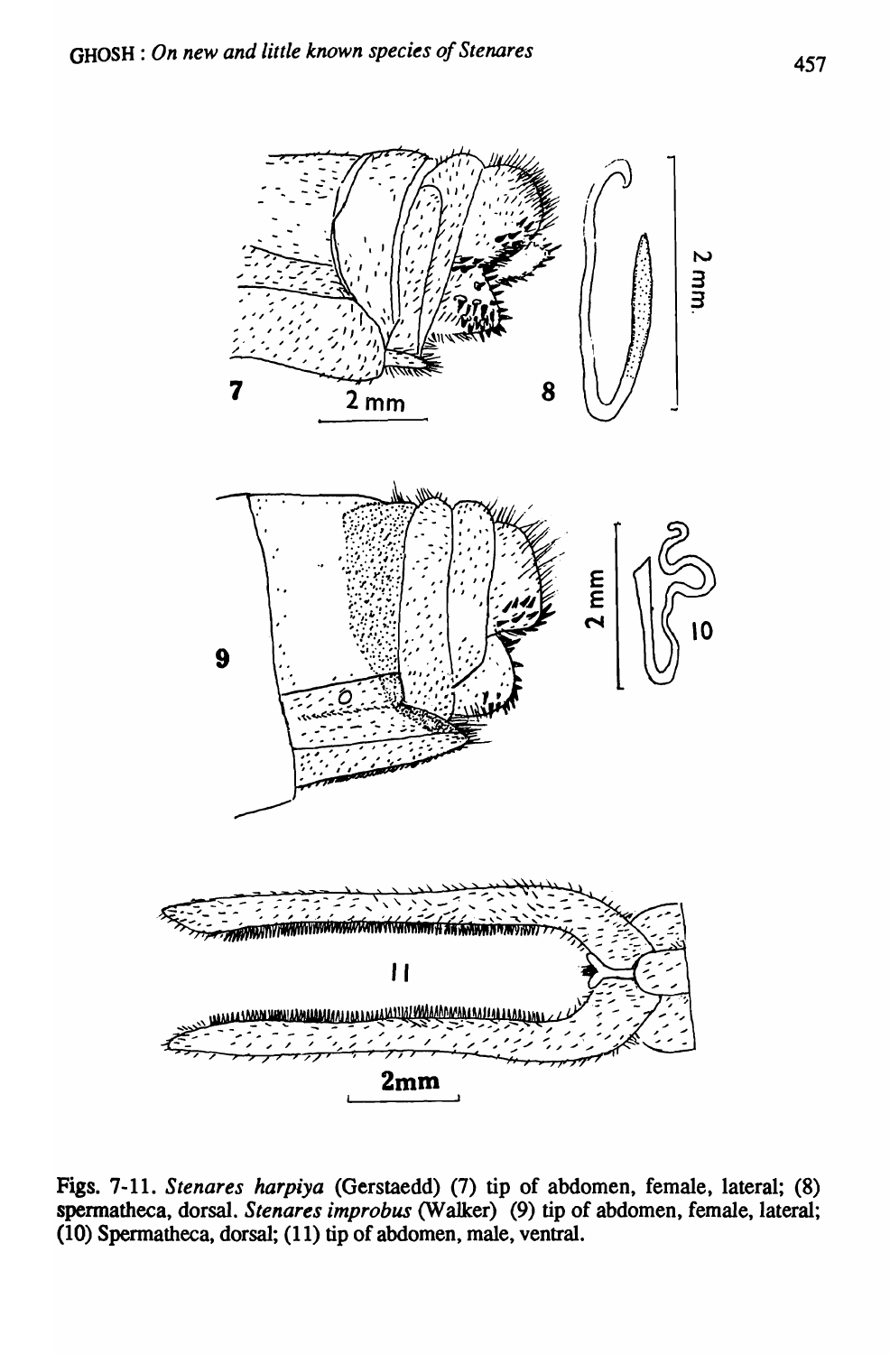Figs. 7-11. *Stenares harpiya* (Gerstaedd) (7) tip of abdomen, female, lateral; (8) spermatheca, dorsal. *Stenares improbus* (Walker) (9) tip of abdomen, female, lateral; (10) Spermatheca, dorsal; (11) tip of abdomen, male, ventral.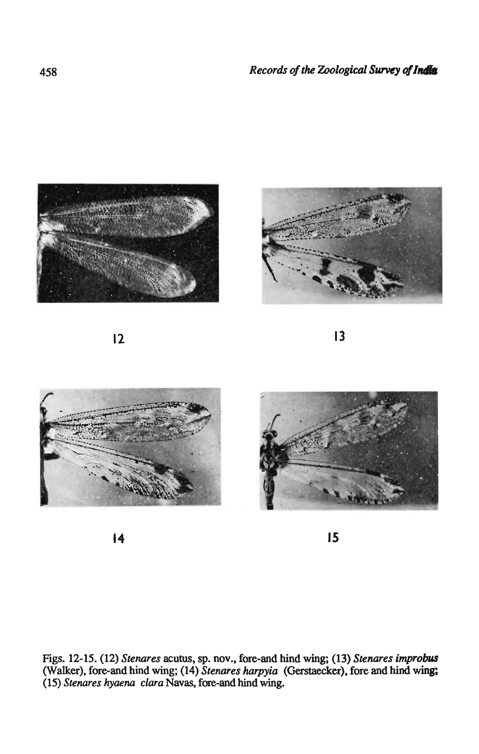12

13

14

15

Figs. 12-15. (12) *Stenares* acutus, sp. nov., fore-and hind wing; (13) *Stenares improbus* (Walker), fore-and hind wing; (14) *Stenares harpyia* (Gerstaecker), fore and hind wing; (15) *Stenares hyaena clara* Navas, fore-and hind wing.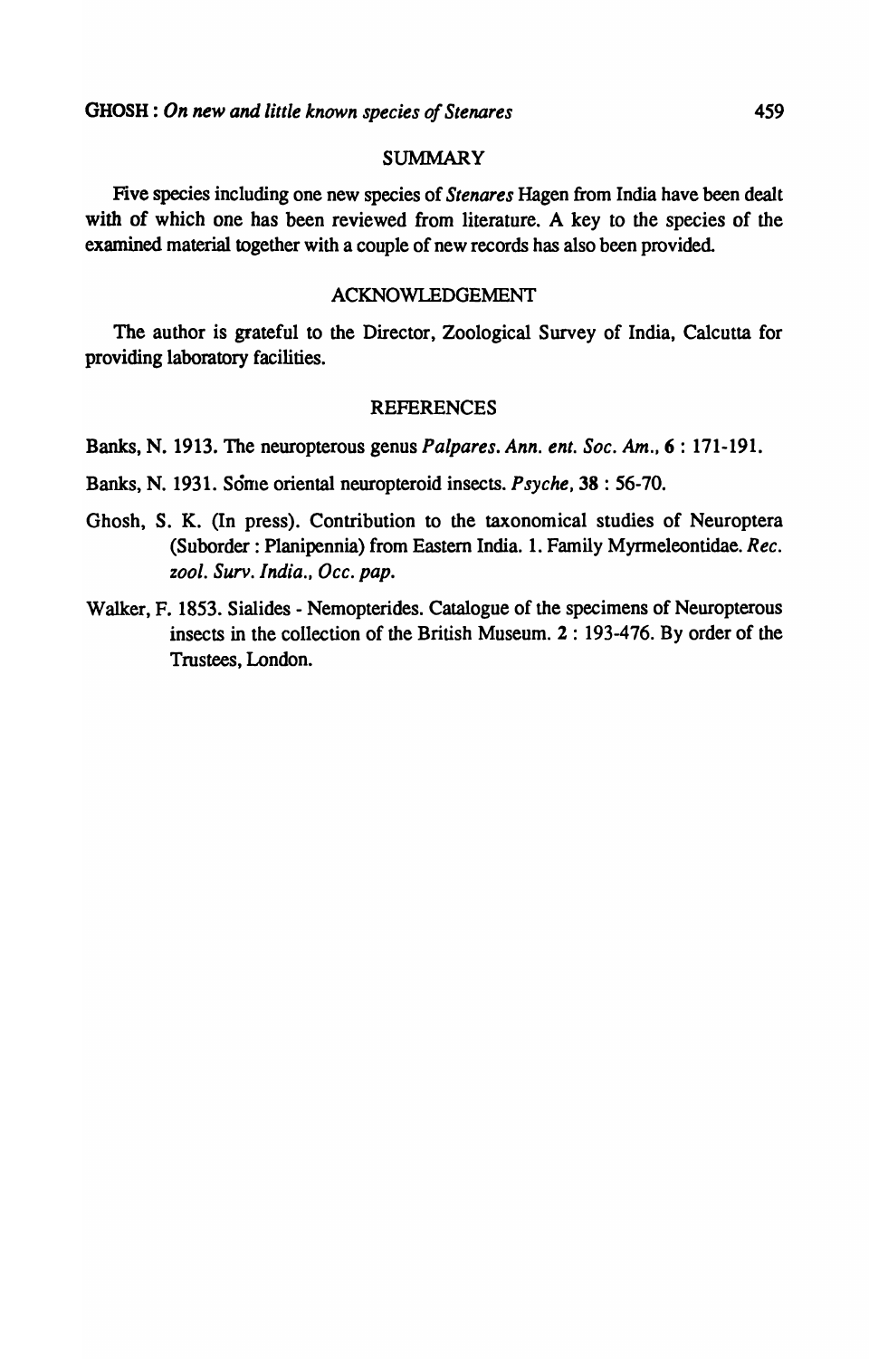## SUMMARY

Five species including one new species of *Stenares* Hagen from India have been dealt with of which one has been reviewed from literature. A key to the species of the examined material together with a couple of new records has also been provided.

## ACKNOWLEDGEMENT

The author is grateful to the Director, Zoological Survey of India, Calcutta for providing laboratory facilities.

## REFERENCES

Banks, N. 1913. The neuropterous genus *Palpares*. *Ann. ent. Soc. Am.*, **6** : 171-191.

Banks, N. 1931. Some oriental neuropteroid insects. *Psyche*, **38** : 56-70.

Ghosh, S. K. (In press). Contribution to the taxonomical studies of Neuroptera (Suborder : Planipennia) from Eastern India. 1. Family Myrmeleontidae. *Rec. zool. Surv. India., Occ. pap.*

Walker, F. 1853. Sialides - Nemopterides. Catalogue of the specimens of Neuropterous insects in the collection of the British Museum. **2** : 193-476. By order of the Trustees, London.